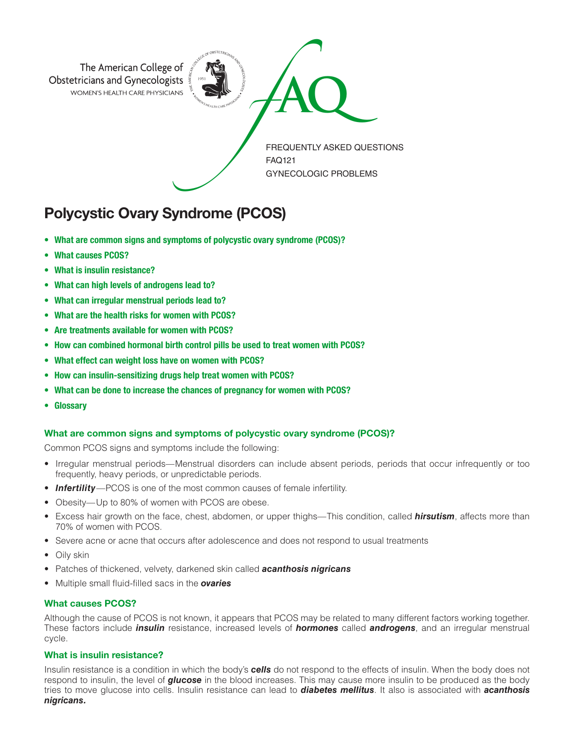The American College of Obstetricians and Gynecologists
WOMEN'S HEALTH CARE PHYSICIANS

FAQ

FREQUENTLY ASKED QUESTIONS
FAQ121
GYNECOLOGIC PROBLEMS

# Polycystic Ovary Syndrome (PCOS)

- **What are common signs and symptoms of polycystic ovary syndrome (PCOS)?**
- **What causes PCOS?**
- **What is insulin resistance?**
- **What can high levels of androgens lead to?**
- **What can irregular menstrual periods lead to?**
- **What are the health risks for women with PCOS?**
- **Are treatments available for women with PCOS?**
- **How can combined hormonal birth control pills be used to treat women with PCOS?**
- **What effect can weight loss have on women with PCOS?**
- **How can insulin-sensitizing drugs help treat women with PCOS?**
- **What can be done to increase the chances of pregnancy for women with PCOS?**
- **Glossary**

### What are common signs and symptoms of polycystic ovary syndrome (PCOS)?

Common PCOS signs and symptoms include the following:

- Irregular menstrual periods—Menstrual disorders can include absent periods, periods that occur infrequently or too frequently, heavy periods, or unpredictable periods.
- ***Infertility***—PCOS is one of the most common causes of female infertility.
- Obesity—Up to 80% of women with PCOS are obese.
- Excess hair growth on the face, chest, abdomen, or upper thighs—This condition, called ***hirsutism***, affects more than 70% of women with PCOS.
- Severe acne or acne that occurs after adolescence and does not respond to usual treatments
- Oily skin
- Patches of thickened, velvety, darkened skin called ***acanthosis nigricans***
- Multiple small fluid-filled sacs in the ***ovaries***

### What causes PCOS?

Although the cause of PCOS is not known, it appears that PCOS may be related to many different factors working together. These factors include ***insulin*** resistance, increased levels of ***hormones*** called ***androgens***, and an irregular menstrual cycle.

### What is insulin resistance?

Insulin resistance is a condition in which the body's ***cells*** do not respond to the effects of insulin. When the body does not respond to insulin, the level of ***glucose*** in the blood increases. This may cause more insulin to be produced as the body tries to move glucose into cells. Insulin resistance can lead to ***diabetes mellitus***. It also is associated with ***acanthosis nigricans.***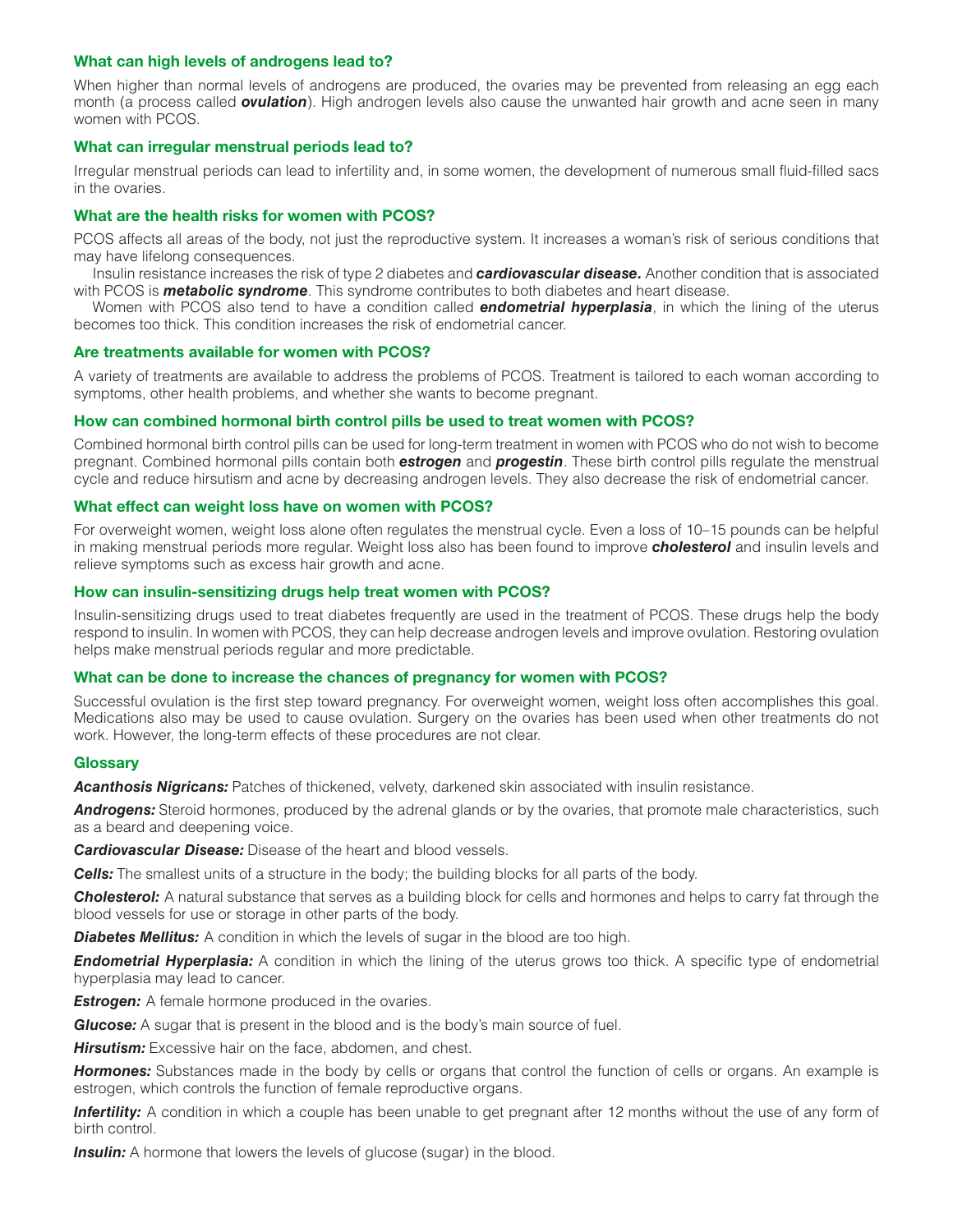### What can high levels of androgens lead to?

When higher than normal levels of androgens are produced, the ovaries may be prevented from releasing an egg each month (a process called ***ovulation***). High androgen levels also cause the unwanted hair growth and acne seen in many women with PCOS.

### What can irregular menstrual periods lead to?

Irregular menstrual periods can lead to infertility and, in some women, the development of numerous small fluid-filled sacs in the ovaries.

### What are the health risks for women with PCOS?

PCOS affects all areas of the body, not just the reproductive system. It increases a woman's risk of serious conditions that may have lifelong consequences.

Insulin resistance increases the risk of type 2 diabetes and ***cardiovascular disease.*** Another condition that is associated with PCOS is ***metabolic syndrome***. This syndrome contributes to both diabetes and heart disease.

Women with PCOS also tend to have a condition called ***endometrial hyperplasia***, in which the lining of the uterus becomes too thick. This condition increases the risk of endometrial cancer.

### Are treatments available for women with PCOS?

A variety of treatments are available to address the problems of PCOS. Treatment is tailored to each woman according to symptoms, other health problems, and whether she wants to become pregnant.

### How can combined hormonal birth control pills be used to treat women with PCOS?

Combined hormonal birth control pills can be used for long-term treatment in women with PCOS who do not wish to become pregnant. Combined hormonal pills contain both ***estrogen*** and ***progestin***. These birth control pills regulate the menstrual cycle and reduce hirsutism and acne by decreasing androgen levels. They also decrease the risk of endometrial cancer.

### What effect can weight loss have on women with PCOS?

For overweight women, weight loss alone often regulates the menstrual cycle. Even a loss of 10–15 pounds can be helpful in making menstrual periods more regular. Weight loss also has been found to improve ***cholesterol*** and insulin levels and relieve symptoms such as excess hair growth and acne.

### How can insulin-sensitizing drugs help treat women with PCOS?

Insulin-sensitizing drugs used to treat diabetes frequently are used in the treatment of PCOS. These drugs help the body respond to insulin. In women with PCOS, they can help decrease androgen levels and improve ovulation. Restoring ovulation helps make menstrual periods regular and more predictable.

### What can be done to increase the chances of pregnancy for women with PCOS?

Successful ovulation is the first step toward pregnancy. For overweight women, weight loss often accomplishes this goal. Medications also may be used to cause ovulation. Surgery on the ovaries has been used when other treatments do not work. However, the long-term effects of these procedures are not clear.

### Glossary

***Acanthosis Nigricans:*** Patches of thickened, velvety, darkened skin associated with insulin resistance.

***Androgens:*** Steroid hormones, produced by the adrenal glands or by the ovaries, that promote male characteristics, such as a beard and deepening voice.

***Cardiovascular Disease:*** Disease of the heart and blood vessels.

***Cells:*** The smallest units of a structure in the body; the building blocks for all parts of the body.

***Cholesterol:*** A natural substance that serves as a building block for cells and hormones and helps to carry fat through the blood vessels for use or storage in other parts of the body.

***Diabetes Mellitus:*** A condition in which the levels of sugar in the blood are too high.

***Endometrial Hyperplasia:*** A condition in which the lining of the uterus grows too thick. A specific type of endometrial hyperplasia may lead to cancer.

***Estrogen:*** A female hormone produced in the ovaries.

***Glucose:*** A sugar that is present in the blood and is the body's main source of fuel.

***Hirsutism:*** Excessive hair on the face, abdomen, and chest.

***Hormones:*** Substances made in the body by cells or organs that control the function of cells or organs. An example is estrogen, which controls the function of female reproductive organs.

***Infertility:*** A condition in which a couple has been unable to get pregnant after 12 months without the use of any form of birth control.

***Insulin:*** A hormone that lowers the levels of glucose (sugar) in the blood.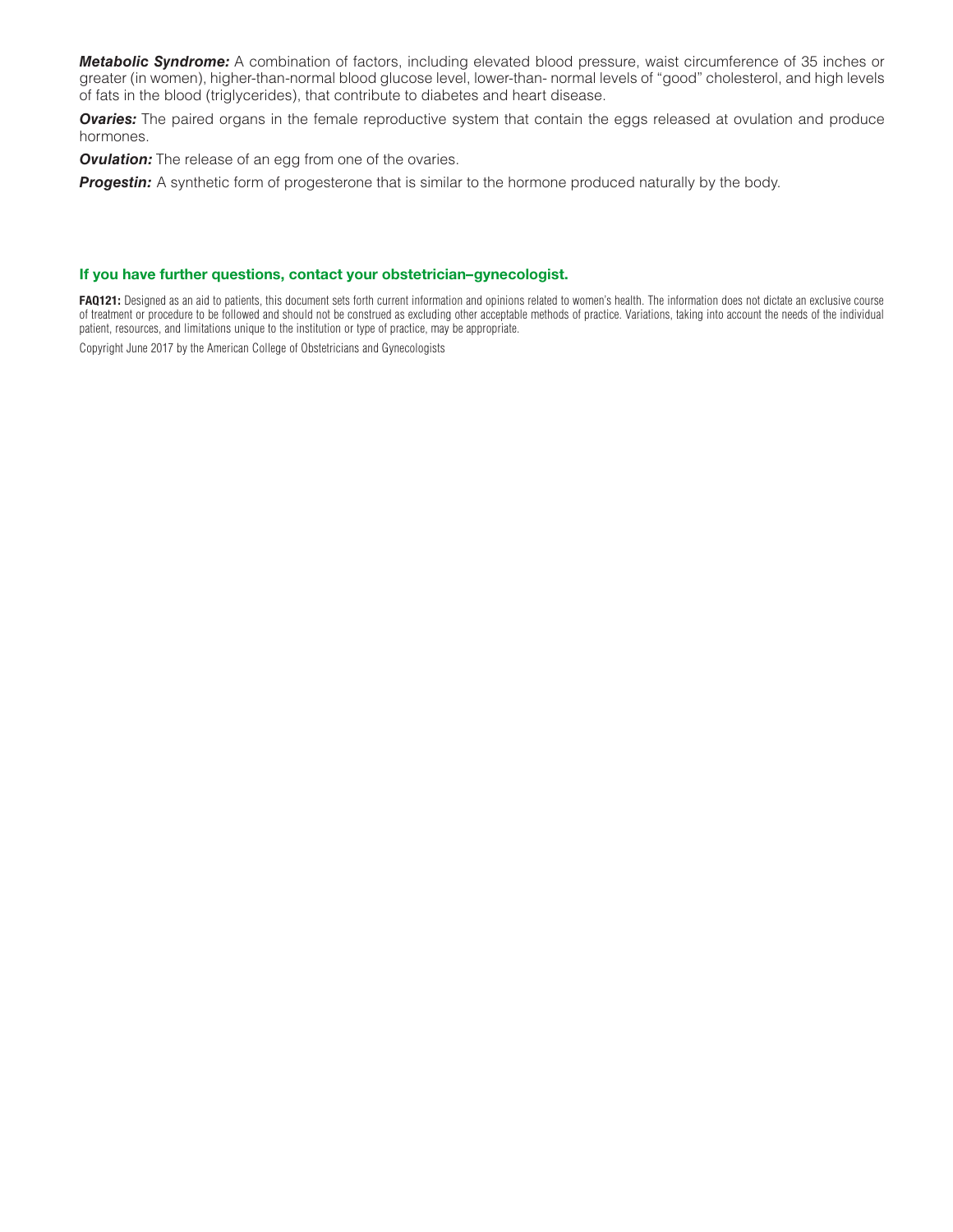***Metabolic Syndrome:*** A combination of factors, including elevated blood pressure, waist circumference of 35 inches or greater (in women), higher-than-normal blood glucose level, lower-than- normal levels of "good" cholesterol, and high levels of fats in the blood (triglycerides), that contribute to diabetes and heart disease.

***Ovaries:*** The paired organs in the female reproductive system that contain the eggs released at ovulation and produce hormones.

***Ovulation:*** The release of an egg from one of the ovaries.

***Progestin:*** A synthetic form of progesterone that is similar to the hormone produced naturally by the body.

**If you have further questions, contact your obstetrician–gynecologist.**

**FAQ121:** Designed as an aid to patients, this document sets forth current information and opinions related to women's health. The information does not dictate an exclusive course of treatment or procedure to be followed and should not be construed as excluding other acceptable methods of practice. Variations, taking into account the needs of the individual patient, resources, and limitations unique to the institution or type of practice, may be appropriate.

Copyright June 2017 by the American College of Obstetricians and Gynecologists